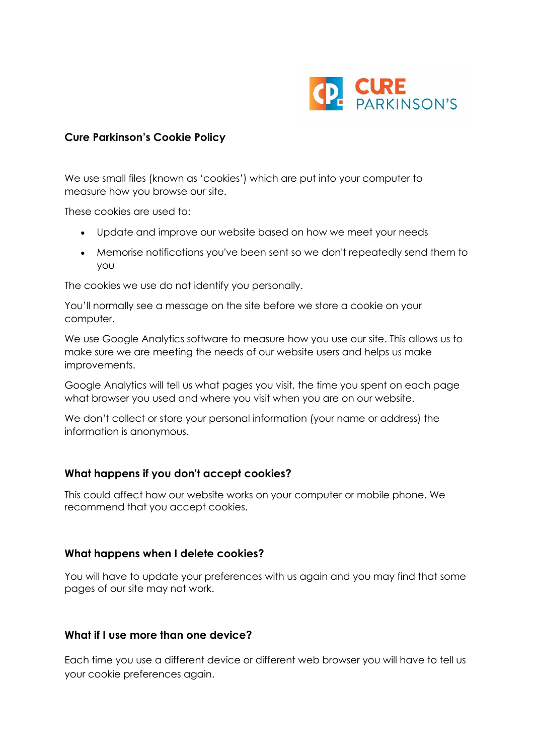# Cure Parkinson's Cookie Policy

We use small files (known as 'cookies') which are put into your computer to measure how you browse our site.

These cookies are used to:

- Update and improve our website based on how we meet your needs
- Memorise notifications you've been sent so we don't repeatedly send them to you

The cookies we use do not identify you personally.

You'll normally see a message on the site before we store a cookie on your computer.

We use Google Analytics software to measure how you use our site. This allows us to make sure we are meeting the needs of our website users and helps us make improvements.

Google Analytics will tell us what pages you visit, the time you spent on each page what browser you used and where you visit when you are on our website.

We don't collect or store your personal information (your name or address) the information is anonymous.

## What happens if you don't accept cookies?

This could affect how our website works on your computer or mobile phone. We recommend that you accept cookies.

## What happens when I delete cookies?

You will have to update your preferences with us again and you may find that some pages of our site may not work.

## What if I use more than one device?

Each time you use a different device or different web browser you will have to tell us your cookie preferences again.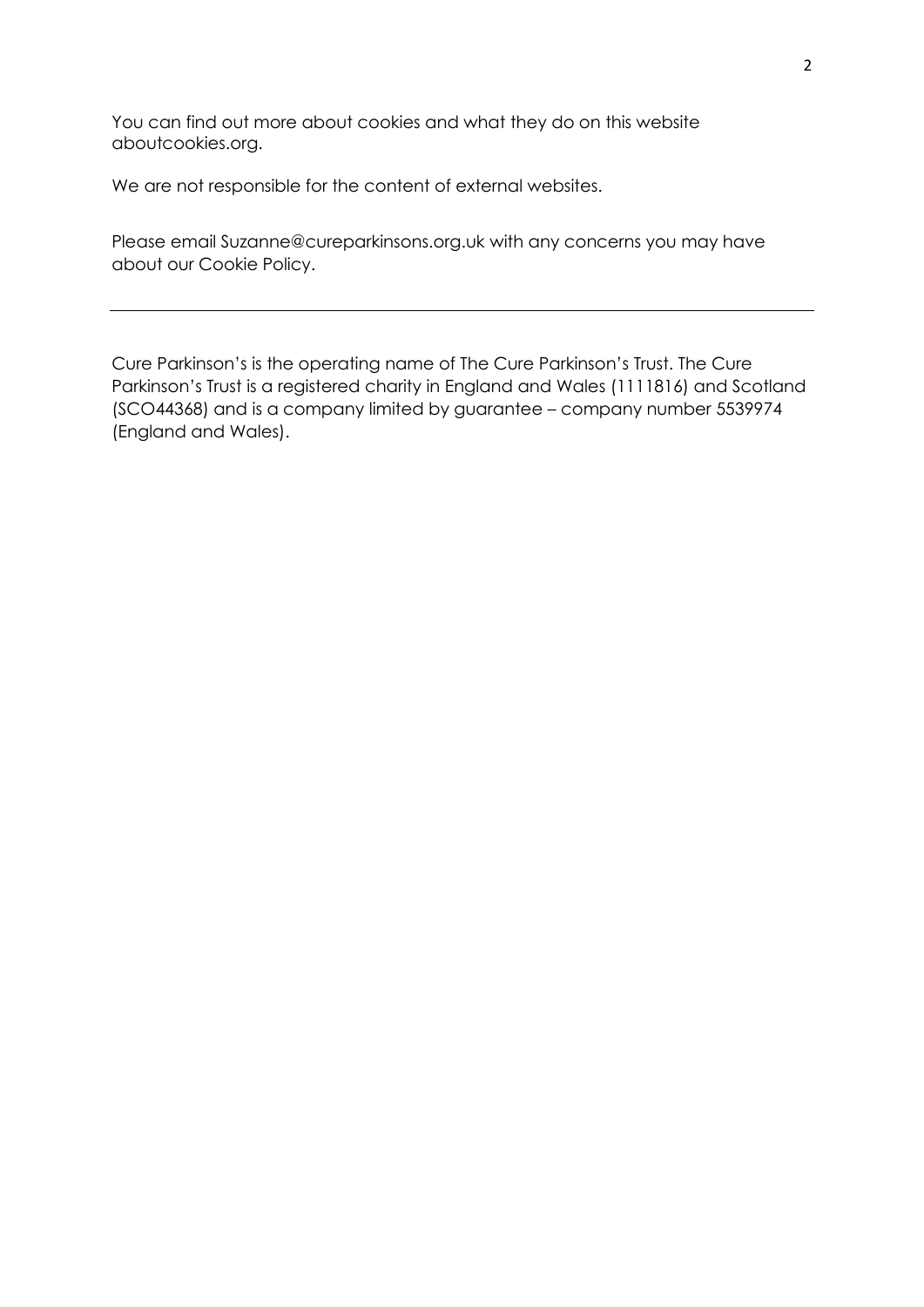You can find out more about cookies and what they do on this website aboutcookies.org.

We are not responsible for the content of external websites.

Please email Suzanne@cureparkinsons.org.uk with any concerns you may have about our Cookie Policy.

---

Cure Parkinson's is the operating name of The Cure Parkinson's Trust. The Cure Parkinson's Trust is a registered charity in England and Wales (1111816) and Scotland (SCO44368) and is a company limited by guarantee – company number 5539974 (England and Wales).